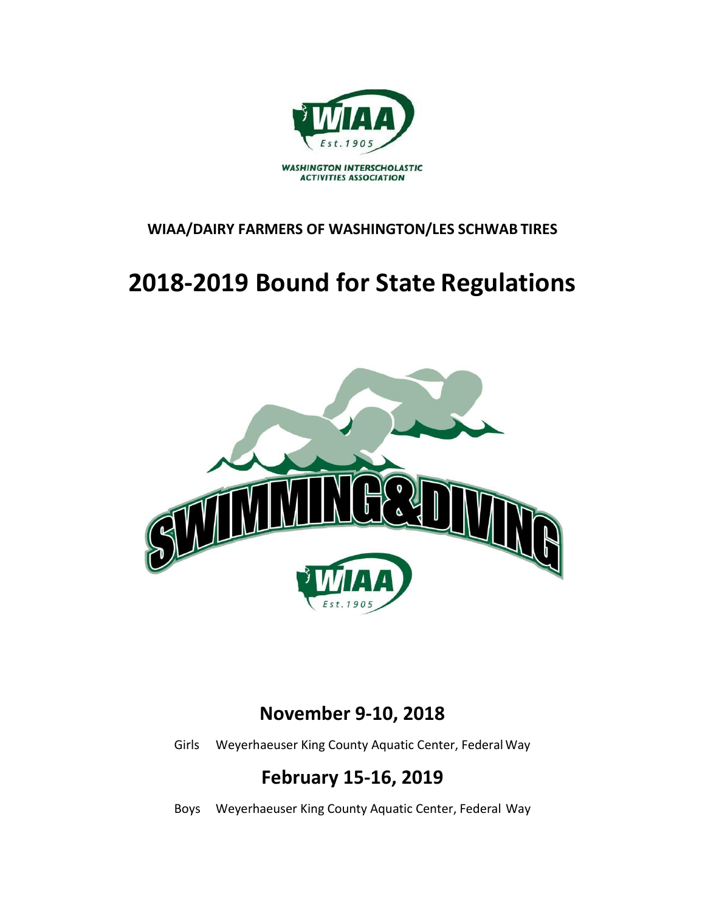WASHINGTON INTERSCHOLASTIC ACTIVITIES ASSOCIATION

**WIAA/DAIRY FARMERS OF WASHINGTON/LES SCHWAB TIRES**

# 2018-2019 Bound for State Regulations

## November 9-10, 2018

Girls Weyerhaeuser King County Aquatic Center, Federal Way

## February 15-16, 2019

Boys Weyerhaeuser King County Aquatic Center, Federal Way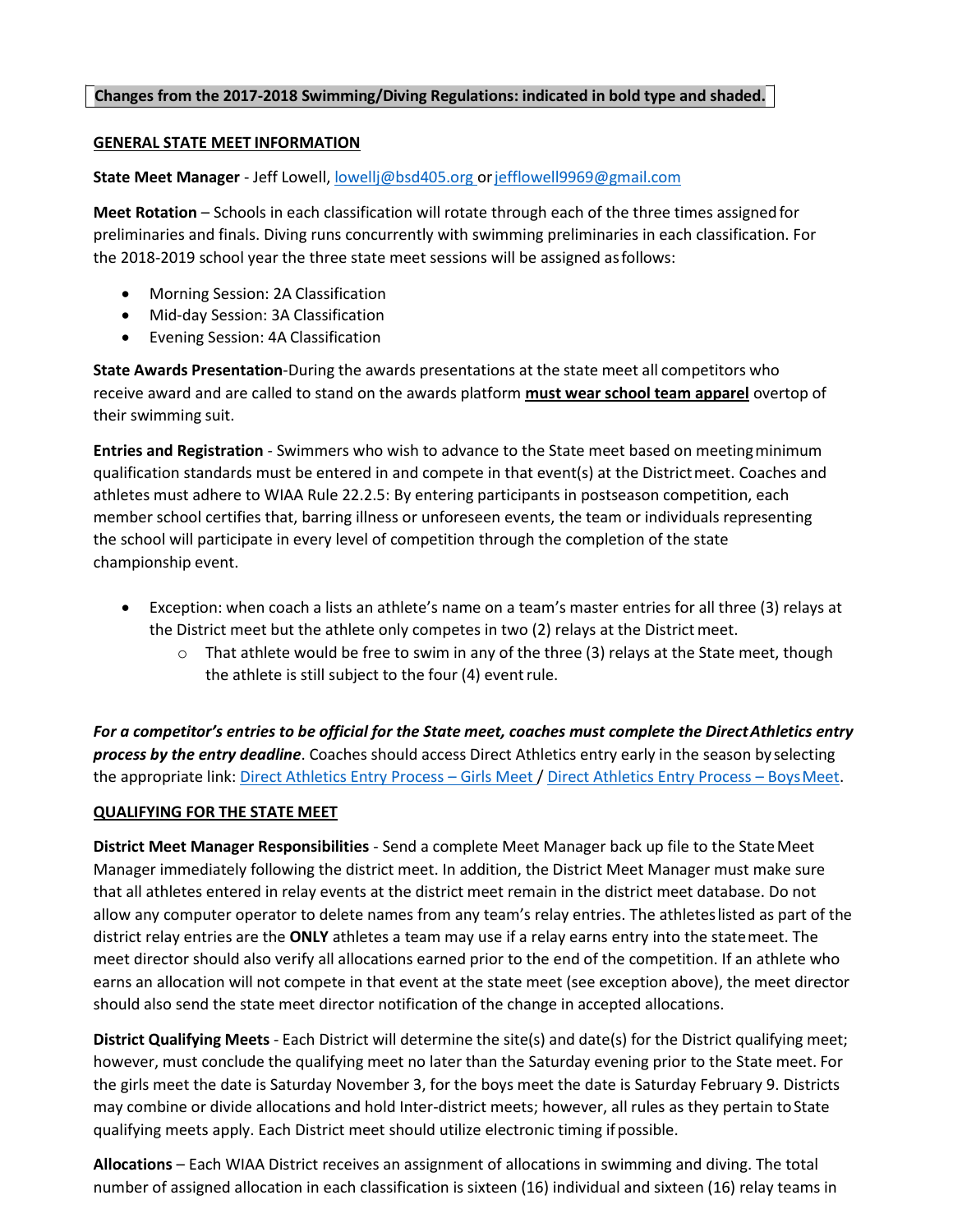**Changes from the 2017-2018 Swimming/Diving Regulations: indicated in bold type and shaded.**

## GENERAL STATE MEET INFORMATION

**State Meet Manager** - Jeff Lowell, lowellj@bsd405.org or jefflowell9969@gmail.com

**Meet Rotation** – Schools in each classification will rotate through each of the three times assigned for preliminaries and finals. Diving runs concurrently with swimming preliminaries in each classification. For the 2018-2019 school year the three state meet sessions will be assigned as follows:

- Morning Session: 2A Classification
- Mid-day Session: 3A Classification
- Evening Session: 4A Classification

**State Awards Presentation**-During the awards presentations at the state meet all competitors who receive award and are called to stand on the awards platform **must wear school team apparel** overtop of their swimming suit.

**Entries and Registration** - Swimmers who wish to advance to the State meet based on meeting minimum qualification standards must be entered in and compete in that event(s) at the District meet. Coaches and athletes must adhere to WIAA Rule 22.2.5: By entering participants in postseason competition, each member school certifies that, barring illness or unforeseen events, the team or individuals representing the school will participate in every level of competition through the completion of the state championship event.

- Exception: when coach a lists an athlete's name on a team's master entries for all three (3) relays at the District meet but the athlete only competes in two (2) relays at the District meet.
  - That athlete would be free to swim in any of the three (3) relays at the State meet, though the athlete is still subject to the four (4) event rule.

***For a competitor's entries to be official for the State meet, coaches must complete the DirectAthletics entry process by the entry deadline***. Coaches should access Direct Athletics entry early in the season by selecting the appropriate link: Direct Athletics Entry Process – Girls Meet / Direct Athletics Entry Process – Boys Meet.

## QUALIFYING FOR THE STATE MEET

**District Meet Manager Responsibilities** - Send a complete Meet Manager back up file to the State Meet Manager immediately following the district meet. In addition, the District Meet Manager must make sure that all athletes entered in relay events at the district meet remain in the district meet database. Do not allow any computer operator to delete names from any team's relay entries. The athletes listed as part of the district relay entries are the **ONLY** athletes a team may use if a relay earns entry into the state meet. The meet director should also verify all allocations earned prior to the end of the competition. If an athlete who earns an allocation will not compete in that event at the state meet (see exception above), the meet director should also send the state meet director notification of the change in accepted allocations.

**District Qualifying Meets** - Each District will determine the site(s) and date(s) for the District qualifying meet; however, must conclude the qualifying meet no later than the Saturday evening prior to the State meet. For the girls meet the date is Saturday November 3, for the boys meet the date is Saturday February 9. Districts may combine or divide allocations and hold Inter-district meets; however, all rules as they pertain to State qualifying meets apply. Each District meet should utilize electronic timing if possible.

**Allocations** – Each WIAA District receives an assignment of allocations in swimming and diving. The total number of assigned allocation in each classification is sixteen (16) individual and sixteen (16) relay teams in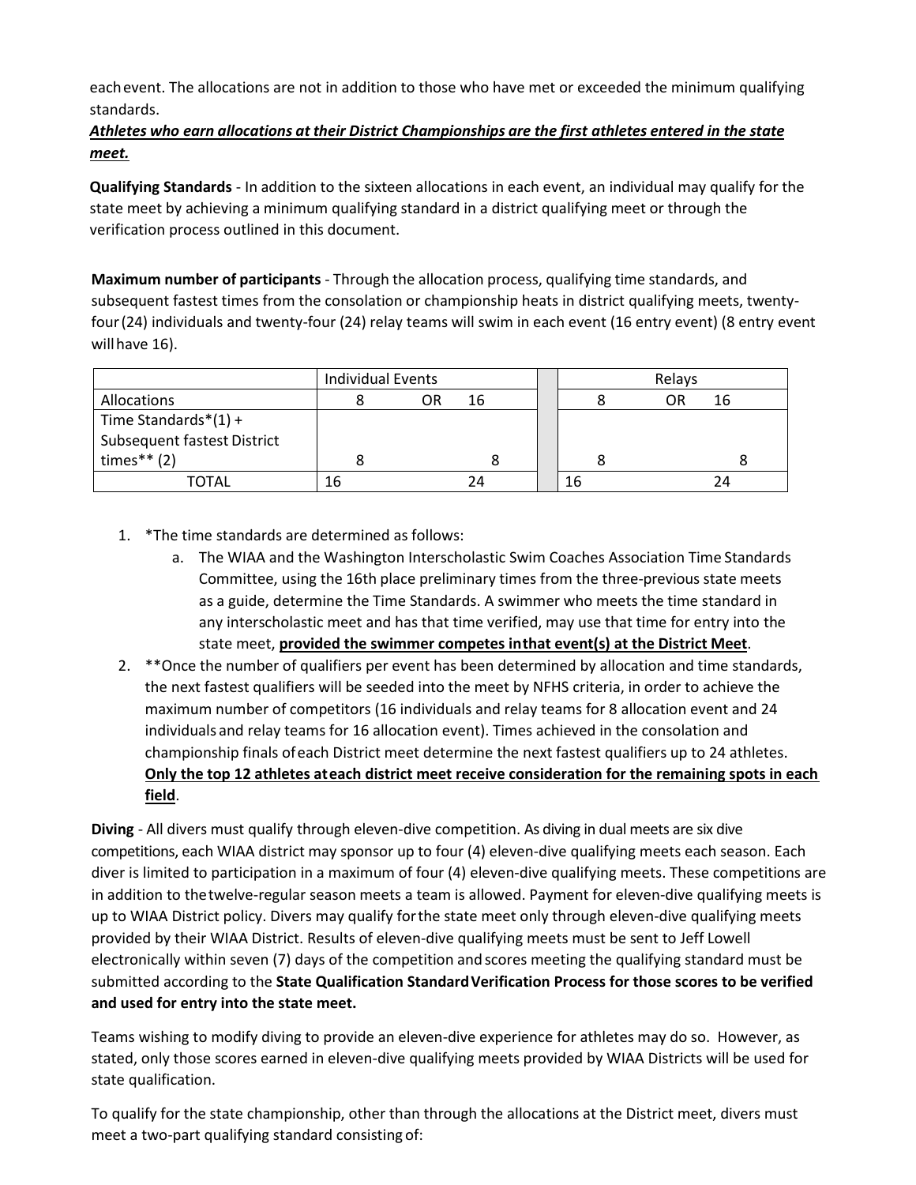each event. The allocations are not in addition to those who have met or exceeded the minimum qualifying standards.

***Athletes who earn allocations at their District Championships are the first athletes entered in the state meet.***

**Qualifying Standards** - In addition to the sixteen allocations in each event, an individual may qualify for the state meet by achieving a minimum qualifying standard in a district qualifying meet or through the verification process outlined in this document.

**Maximum number of participants** - Through the allocation process, qualifying time standards, and subsequent fastest times from the consolation or championship heats in district qualifying meets, twenty-four (24) individuals and twenty-four (24) relay teams will swim in each event (16 entry event) (8 entry event will have 16).

| | Individual Events | | | | Relays | | |
|---|---|---|---|---|---|---|---|
| Allocations | 8 | OR | 16 | | 8 | OR | 16 |
| Time Standards*(1) + Subsequent fastest District times** (2) | 8 | | 8 | | 8 | | 8 |
| TOTAL | 16 | | 24 | | 16 | | 24 |

1. *The time standards are determined as follows:
   a. The WIAA and the Washington Interscholastic Swim Coaches Association Time Standards Committee, using the 16th place preliminary times from the three-previous state meets as a guide, determine the Time Standards. A swimmer who meets the time standard in any interscholastic meet and has that time verified, may use that time for entry into the state meet, **provided the swimmer competes in that event(s) at the District Meet**.
2. **Once the number of qualifiers per event has been determined by allocation and time standards, the next fastest qualifiers will be seeded into the meet by NFHS criteria, in order to achieve the maximum number of competitors (16 individuals and relay teams for 8 allocation event and 24 individuals and relay teams for 16 allocation event). Times achieved in the consolation and championship finals of each District meet determine the next fastest qualifiers up to 24 athletes. **Only the top 12 athletes at each district meet receive consideration for the remaining spots in each field**.

**Diving** - All divers must qualify through eleven-dive competition. As diving in dual meets are six dive competitions, each WIAA district may sponsor up to four (4) eleven-dive qualifying meets each season. Each diver is limited to participation in a maximum of four (4) eleven-dive qualifying meets. These competitions are in addition to the twelve-regular season meets a team is allowed. Payment for eleven-dive qualifying meets is up to WIAA District policy. Divers may qualify for the state meet only through eleven-dive qualifying meets provided by their WIAA District. Results of eleven-dive qualifying meets must be sent to Jeff Lowell electronically within seven (7) days of the competition and scores meeting the qualifying standard must be submitted according to the **State Qualification Standard Verification Process for those scores to be verified and used for entry into the state meet.**

Teams wishing to modify diving to provide an eleven-dive experience for athletes may do so. However, as stated, only those scores earned in eleven-dive qualifying meets provided by WIAA Districts will be used for state qualification.

To qualify for the state championship, other than through the allocations at the District meet, divers must meet a two-part qualifying standard consisting of: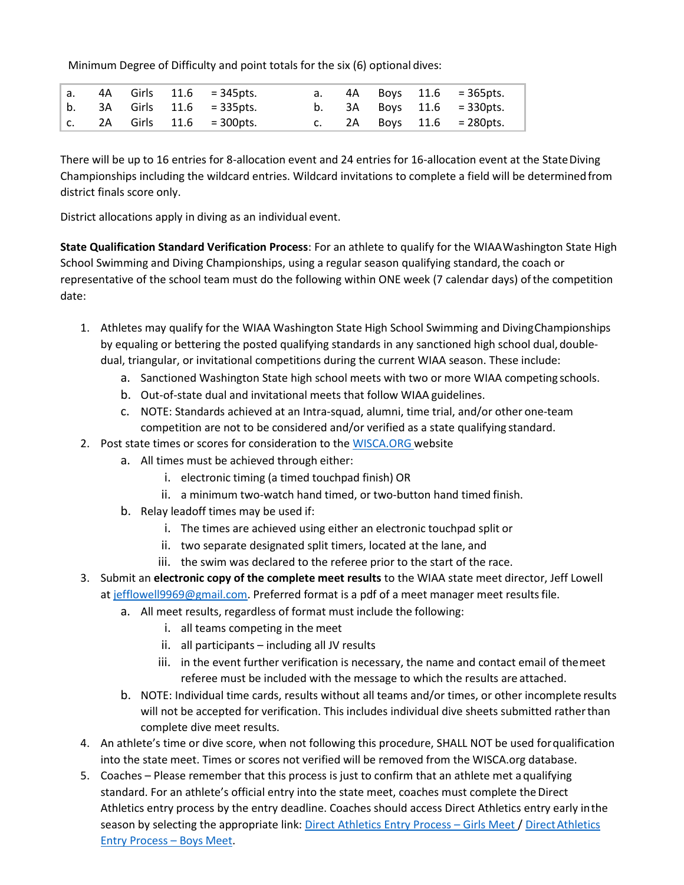Minimum Degree of Difficulty and point totals for the six (6) optional dives:

| | | | | | | | | | |
|---|---|---|---|---|---|---|---|---|---|
| a. | 4A | Girls | 11.6 | = 345pts. | a. | 4A | Boys | 11.6 | = 365pts. |
| b. | 3A | Girls | 11.6 | = 335pts. | b. | 3A | Boys | 11.6 | = 330pts. |
| c. | 2A | Girls | 11.6 | = 300pts. | c. | 2A | Boys | 11.6 | = 280pts. |

There will be up to 16 entries for 8-allocation event and 24 entries for 16-allocation event at the State Diving Championships including the wildcard entries. Wildcard invitations to complete a field will be determined from district finals score only.

District allocations apply in diving as an individual event.

**State Qualification Standard Verification Process**: For an athlete to qualify for the WIAA Washington State High School Swimming and Diving Championships, using a regular season qualifying standard, the coach or representative of the school team must do the following within ONE week (7 calendar days) of the competition date:

1. Athletes may qualify for the WIAA Washington State High School Swimming and Diving Championships by equaling or bettering the posted qualifying standards in any sanctioned high school dual, double-dual, triangular, or invitational competitions during the current WIAA season. These include:
   a. Sanctioned Washington State high school meets with two or more WIAA competing schools.
   b. Out-of-state dual and invitational meets that follow WIAA guidelines.
   c. NOTE: Standards achieved at an Intra-squad, alumni, time trial, and/or other one-team competition are not to be considered and/or verified as a state qualifying standard.
2. Post state times or scores for consideration to the WISCA.ORG website
   a. All times must be achieved through either:
      i. electronic timing (a timed touchpad finish) OR
      ii. a minimum two-watch hand timed, or two-button hand timed finish.
   b. Relay leadoff times may be used if:
      i. The times are achieved using either an electronic touchpad split or
      ii. two separate designated split timers, located at the lane, and
      iii. the swim was declared to the referee prior to the start of the race.
3. Submit an **electronic copy of the complete meet results** to the WIAA state meet director, Jeff Lowell at jefflowell9969@gmail.com. Preferred format is a pdf of a meet manager meet results file.
   a. All meet results, regardless of format must include the following:
      i. all teams competing in the meet
      ii. all participants – including all JV results
      iii. in the event further verification is necessary, the name and contact email of the meet referee must be included with the message to which the results are attached.
   b. NOTE: Individual time cards, results without all teams and/or times, or other incomplete results will not be accepted for verification. This includes individual dive sheets submitted rather than complete dive meet results.
4. An athlete's time or dive score, when not following this procedure, SHALL NOT be used for qualification into the state meet. Times or scores not verified will be removed from the WISCA.org database.
5. Coaches – Please remember that this process is just to confirm that an athlete met a qualifying standard. For an athlete's official entry into the state meet, coaches must complete the Direct Athletics entry process by the entry deadline. Coaches should access Direct Athletics entry early in the season by selecting the appropriate link: Direct Athletics Entry Process – Girls Meet / Direct Athletics Entry Process – Boys Meet.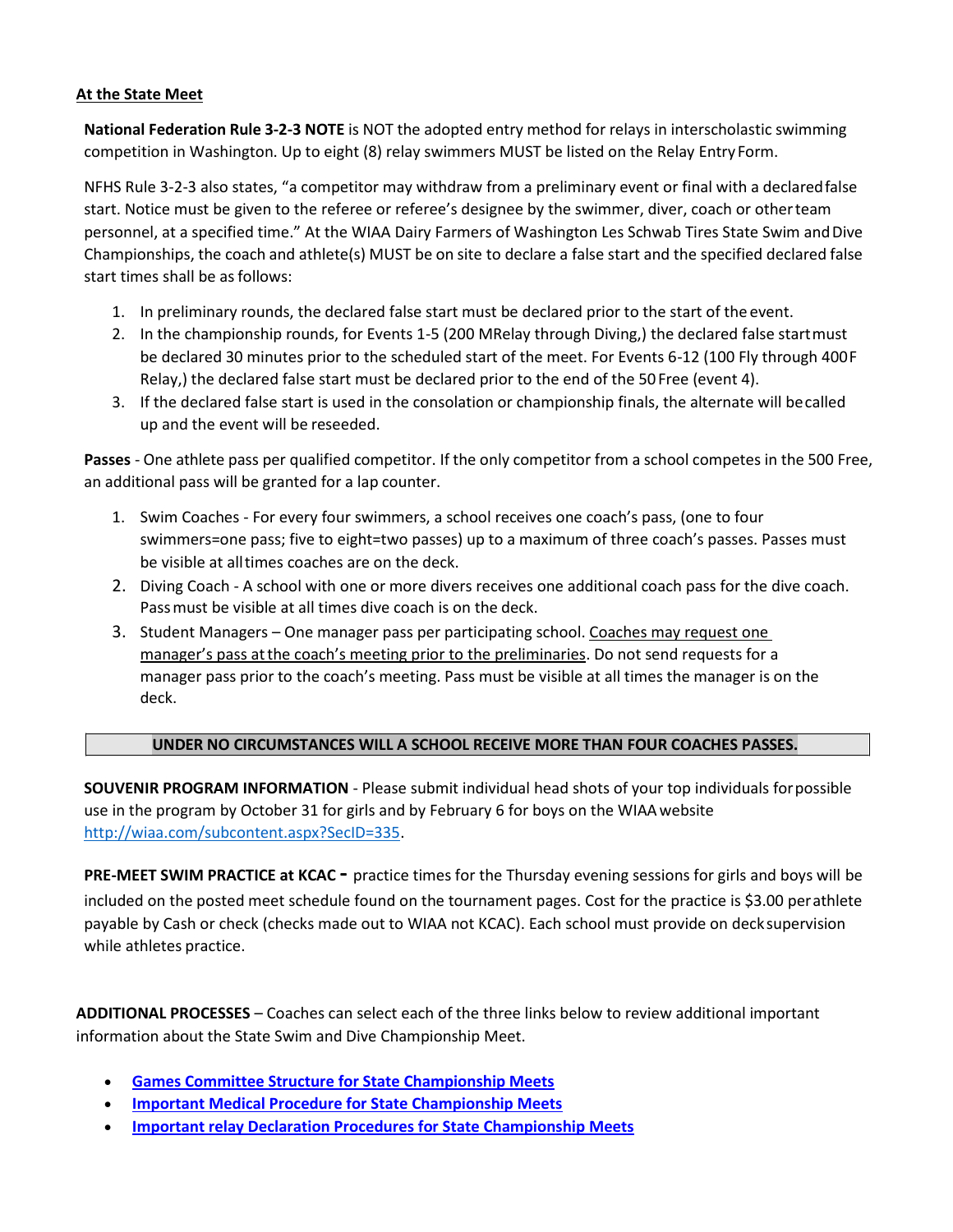**At the State Meet**

**National Federation Rule 3-2-3 NOTE** is NOT the adopted entry method for relays in interscholastic swimming competition in Washington. Up to eight (8) relay swimmers MUST be listed on the Relay Entry Form.

NFHS Rule 3-2-3 also states, "a competitor may withdraw from a preliminary event or final with a declared false start. Notice must be given to the referee or referee's designee by the swimmer, diver, coach or other team personnel, at a specified time." At the WIAA Dairy Farmers of Washington Les Schwab Tires State Swim and Dive Championships, the coach and athlete(s) MUST be on site to declare a false start and the specified declared false start times shall be as follows:

1. In preliminary rounds, the declared false start must be declared prior to the start of the event.
2. In the championship rounds, for Events 1-5 (200 MRelay through Diving,) the declared false start must be declared 30 minutes prior to the scheduled start of the meet. For Events 6-12 (100 Fly through 400F Relay,) the declared false start must be declared prior to the end of the 50 Free (event 4).
3. If the declared false start is used in the consolation or championship finals, the alternate will be called up and the event will be reseeded.

**Passes** - One athlete pass per qualified competitor. If the only competitor from a school competes in the 500 Free, an additional pass will be granted for a lap counter.

1. Swim Coaches - For every four swimmers, a school receives one coach's pass, (one to four swimmers=one pass; five to eight=two passes) up to a maximum of three coach's passes. Passes must be visible at all times coaches are on the deck.
2. Diving Coach - A school with one or more divers receives one additional coach pass for the dive coach. Pass must be visible at all times dive coach is on the deck.
3. Student Managers – One manager pass per participating school. Coaches may request one manager's pass at the coach's meeting prior to the preliminaries. Do not send requests for a manager pass prior to the coach's meeting. Pass must be visible at all times the manager is on the deck.

**UNDER NO CIRCUMSTANCES WILL A SCHOOL RECEIVE MORE THAN FOUR COACHES PASSES.**

**SOUVENIR PROGRAM INFORMATION** - Please submit individual head shots of your top individuals for possible use in the program by October 31 for girls and by February 6 for boys on the WIAA website http://wiaa.com/subcontent.aspx?SecID=335.

**PRE-MEET SWIM PRACTICE at KCAC -** practice times for the Thursday evening sessions for girls and boys will be included on the posted meet schedule found on the tournament pages. Cost for the practice is $3.00 per athlete payable by Cash or check (checks made out to WIAA not KCAC). Each school must provide on deck supervision while athletes practice.

**ADDITIONAL PROCESSES** – Coaches can select each of the three links below to review additional important information about the State Swim and Dive Championship Meet.

- **Games Committee Structure for State Championship Meets**
- **Important Medical Procedure for State Championship Meets**
- **Important relay Declaration Procedures for State Championship Meets**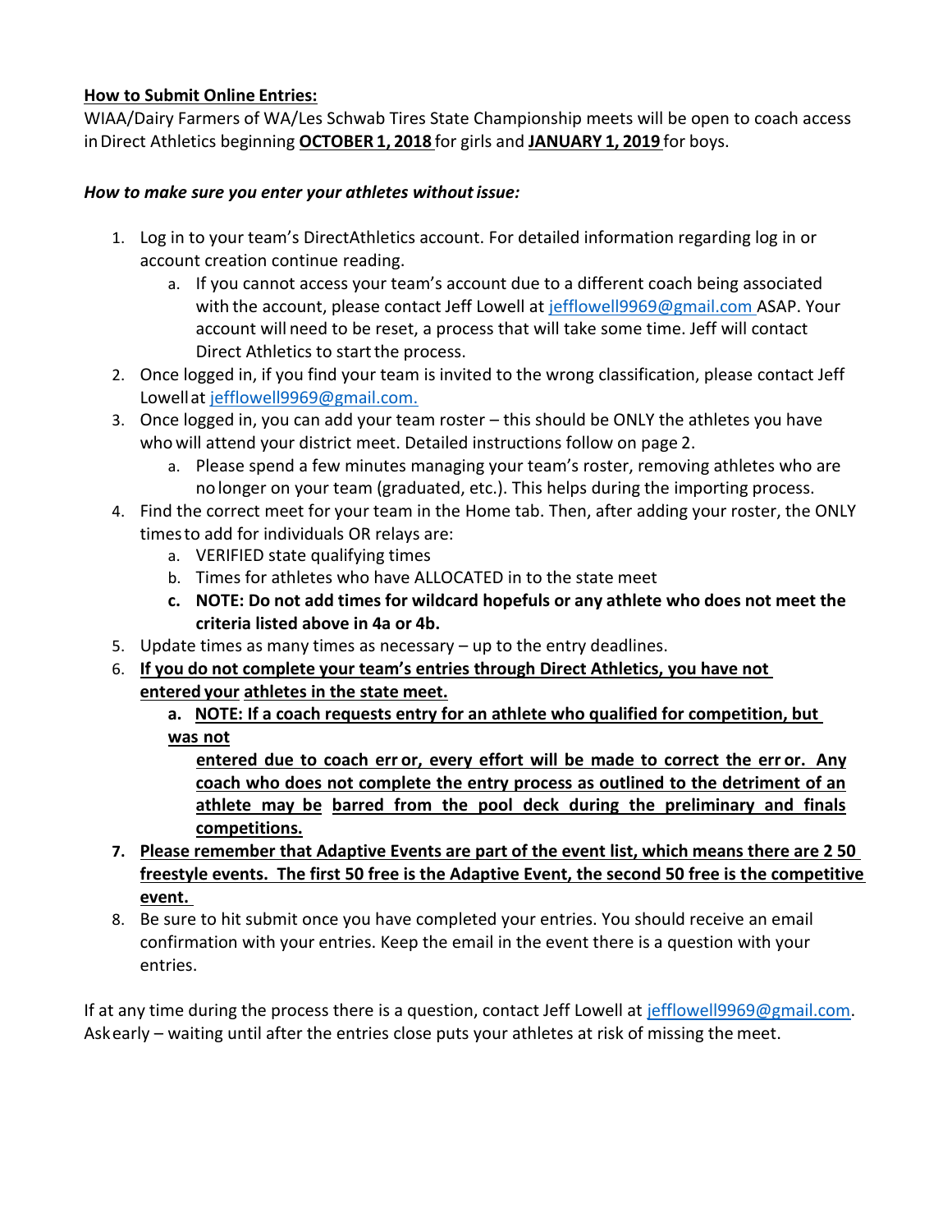**How to Submit Online Entries:**

WIAA/Dairy Farmers of WA/Les Schwab Tires State Championship meets will be open to coach access in Direct Athletics beginning **OCTOBER 1, 2018** for girls and **JANUARY 1, 2019** for boys.

***How to make sure you enter your athletes without issue:***

1. Log in to your team's DirectAthletics account. For detailed information regarding log in or account creation continue reading.
   a. If you cannot access your team's account due to a different coach being associated with the account, please contact Jeff Lowell at jefflowell9969@gmail.com ASAP. Your account will need to be reset, a process that will take some time. Jeff will contact Direct Athletics to start the process.
2. Once logged in, if you find your team is invited to the wrong classification, please contact Jeff Lowell at jefflowell9969@gmail.com.
3. Once logged in, you can add your team roster – this should be ONLY the athletes you have who will attend your district meet. Detailed instructions follow on page 2.
   a. Please spend a few minutes managing your team's roster, removing athletes who are no longer on your team (graduated, etc.). This helps during the importing process.
4. Find the correct meet for your team in the Home tab. Then, after adding your roster, the ONLY times to add for individuals OR relays are:
   a. VERIFIED state qualifying times
   b. Times for athletes who have ALLOCATED in to the state meet
   c. **NOTE: Do not add times for wildcard hopefuls or any athlete who does not meet the criteria listed above in 4a or 4b.**
5. Update times as many times as necessary – up to the entry deadlines.
6. **If you do not complete your team's entries through Direct Athletics, you have not entered your athletes in the state meet.**
   a. **NOTE: If a coach requests entry for an athlete who qualified for competition, but was not entered due to coach error, every effort will be made to correct the error. Any coach who does not complete the entry process as outlined to the detriment of an athlete may be barred from the pool deck during the preliminary and finals competitions.**
7. **Please remember that Adaptive Events are part of the event list, which means there are 2 50 freestyle events. The first 50 free is the Adaptive Event, the second 50 free is the competitive event.**
8. Be sure to hit submit once you have completed your entries. You should receive an email confirmation with your entries. Keep the email in the event there is a question with your entries.

If at any time during the process there is a question, contact Jeff Lowell at jefflowell9969@gmail.com. Ask early – waiting until after the entries close puts your athletes at risk of missing the meet.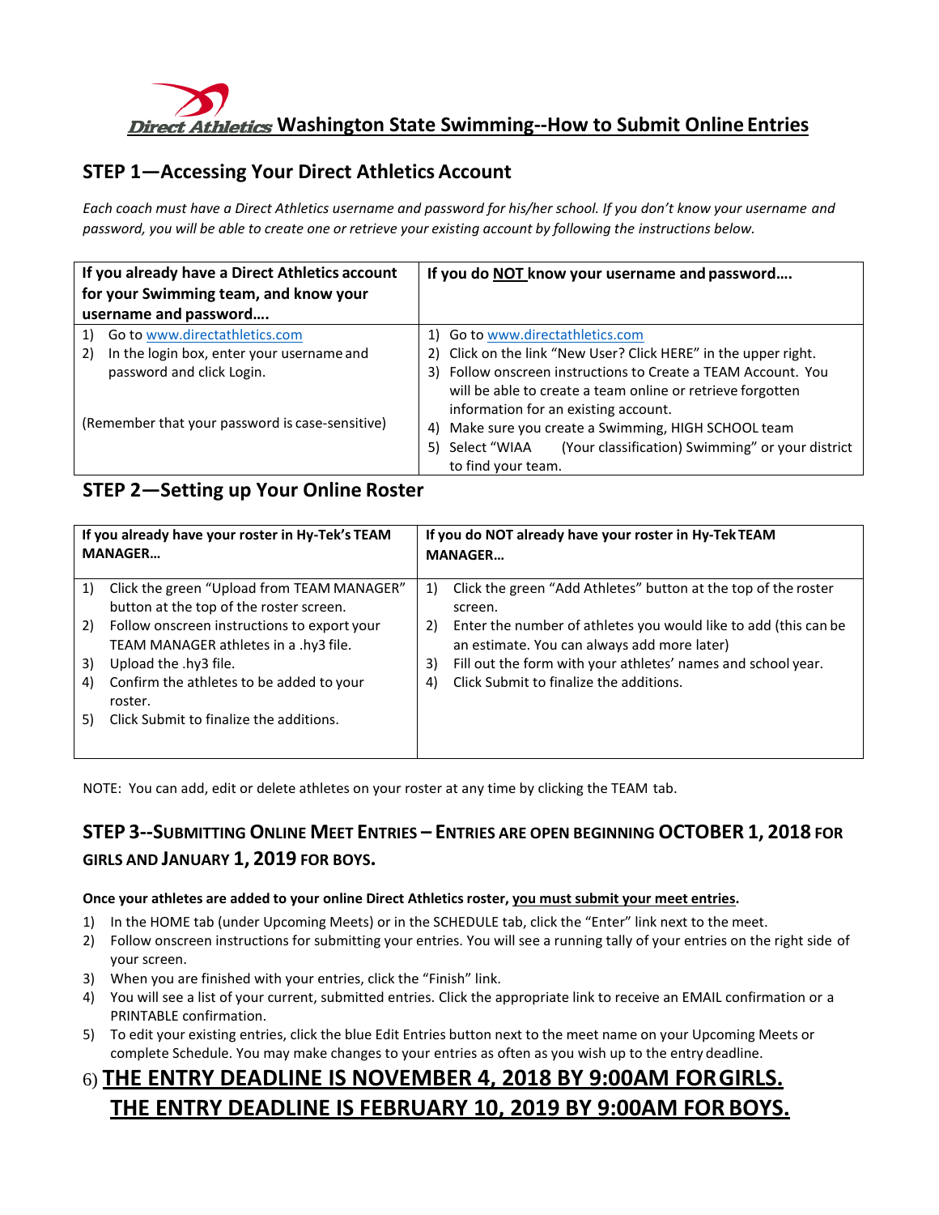# Direct Athletics Washington State Swimming--How to Submit Online Entries

## STEP 1—Accessing Your Direct Athletics Account

*Each coach must have a Direct Athletics username and password for his/her school. If you don't know your username and password, you will be able to create one or retrieve your existing account by following the instructions below.*

| If you already have a Direct Athletics account for your Swimming team, and know your username and password…. | If you do NOT know your username and password…. |
|---|---|
| 1) Go to www.directathletics.com<br>2) In the login box, enter your username and password and click Login.<br><br>(Remember that your password is case-sensitive) | 1) Go to www.directathletics.com<br>2) Click on the link "New User? Click HERE" in the upper right.<br>3) Follow onscreen instructions to Create a TEAM Account. You will be able to create a team online or retrieve forgotten information for an existing account.<br>4) Make sure you create a Swimming, HIGH SCHOOL team<br>5) Select "WIAA (Your classification) Swimming" or your district to find your team. |

## STEP 2—Setting up Your Online Roster

| If you already have your roster in Hy-Tek's TEAM MANAGER… | If you do NOT already have your roster in Hy-Tek TEAM MANAGER… |
|---|---|
| 1) Click the green "Upload from TEAM MANAGER" button at the top of the roster screen.<br>2) Follow onscreen instructions to export your TEAM MANAGER athletes in a .hy3 file.<br>3) Upload the .hy3 file.<br>4) Confirm the athletes to be added to your roster.<br>5) Click Submit to finalize the additions. | 1) Click the green "Add Athletes" button at the top of the roster screen.<br>2) Enter the number of athletes you would like to add (this can be an estimate. You can always add more later)<br>3) Fill out the form with your athletes' names and school year.<br>4) Click Submit to finalize the additions. |

NOTE: You can add, edit or delete athletes on your roster at any time by clicking the TEAM tab.

## STEP 3--SUBMITTING ONLINE MEET ENTRIES – ENTRIES ARE OPEN BEGINNING OCTOBER 1, 2018 FOR GIRLS AND JANUARY 1, 2019 FOR BOYS.

**Once your athletes are added to your online Direct Athletics roster, you must submit your meet entries.**

1) In the HOME tab (under Upcoming Meets) or in the SCHEDULE tab, click the "Enter" link next to the meet.
2) Follow onscreen instructions for submitting your entries. You will see a running tally of your entries on the right side of your screen.
3) When you are finished with your entries, click the "Finish" link.
4) You will see a list of your current, submitted entries. Click the appropriate link to receive an EMAIL confirmation or a PRINTABLE confirmation.
5) To edit your existing entries, click the blue Edit Entries button next to the meet name on your Upcoming Meets or complete Schedule. You may make changes to your entries as often as you wish up to the entry deadline.
6) **THE ENTRY DEADLINE IS NOVEMBER 4, 2018 BY 9:00AM FOR GIRLS. THE ENTRY DEADLINE IS FEBRUARY 10, 2019 BY 9:00AM FOR BOYS.**